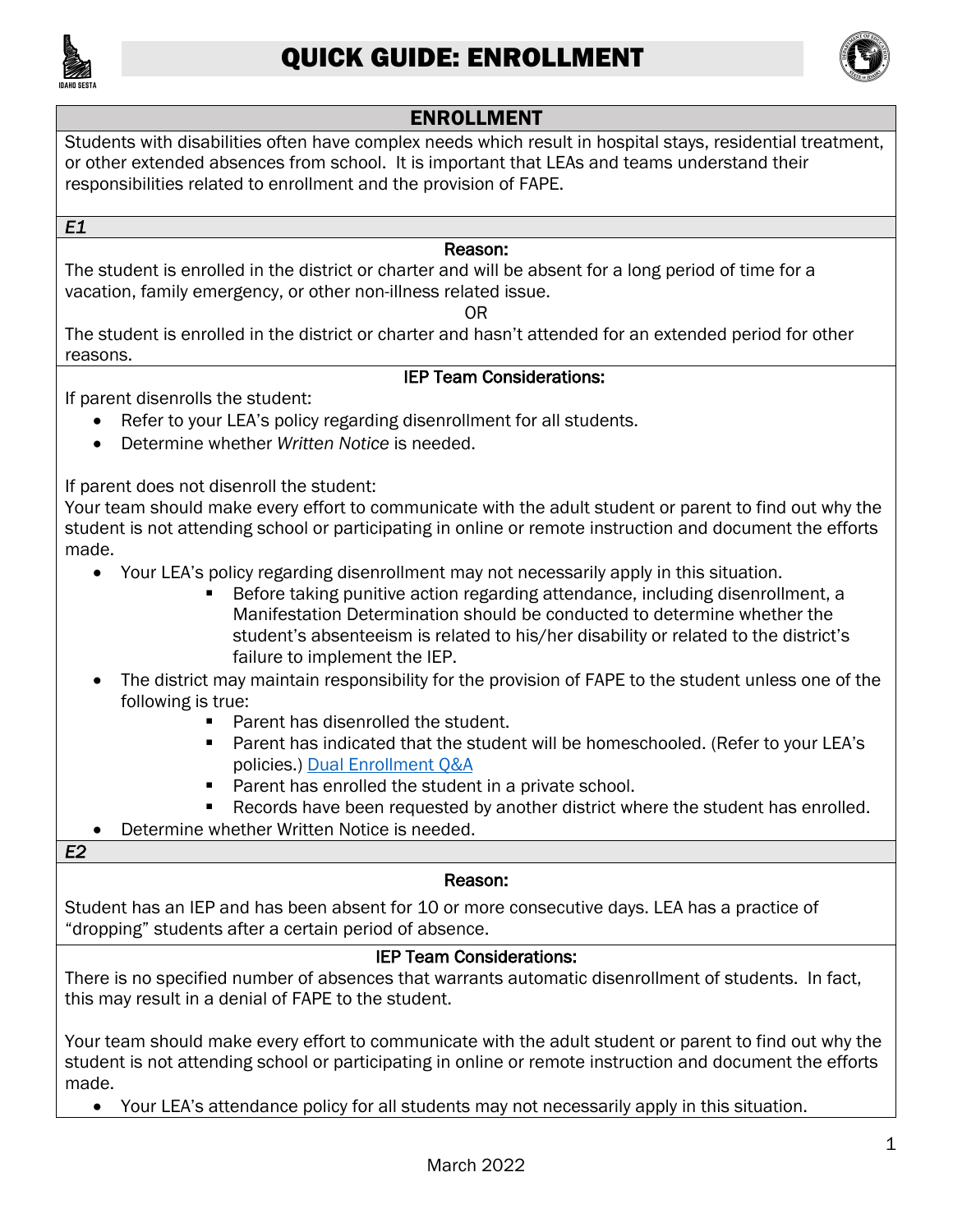# QUICK GUIDE: ENROLLMENT

## ENROLLMENT

Students with disabilities often have complex needs which result in hospital stays, residential treatment, or other extended absences from school. It is important that LEAs and teams understand their responsibilities related to enrollment and the provision of FAPE.

### *E1*

**Reason:**

The student is enrolled in the district or charter and will be absent for a long period of time for a vacation, family emergency, or other non-illness related issue.

OR

The student is enrolled in the district or charter and hasn't attended for an extended period for other reasons.

**IEP Team Considerations:**

If parent disenrolls the student:

- Refer to your LEA's policy regarding disenrollment for all students.
- Determine whether *Written Notice* is needed.

If parent does not disenroll the student:
Your team should make every effort to communicate with the adult student or parent to find out why the student is not attending school or participating in online or remote instruction and document the efforts made.

- Your LEA's policy regarding disenrollment may not necessarily apply in this situation.
  - Before taking punitive action regarding attendance, including disenrollment, a Manifestation Determination should be conducted to determine whether the student's absenteeism is related to his/her disability or related to the district's failure to implement the IEP.
- The district may maintain responsibility for the provision of FAPE to the student unless one of the following is true:
  - Parent has disenrolled the student.
  - Parent has indicated that the student will be homeschooled. (Refer to your LEA's policies.) [Dual Enrollment Q&A]
  - Parent has enrolled the student in a private school.
  - Records have been requested by another district where the student has enrolled.
- Determine whether Written Notice is needed.

### *E2*

**Reason:**

Student has an IEP and has been absent for 10 or more consecutive days. LEA has a practice of "dropping" students after a certain period of absence.

**IEP Team Considerations:**

There is no specified number of absences that warrants automatic disenrollment of students. In fact, this may result in a denial of FAPE to the student.

Your team should make every effort to communicate with the adult student or parent to find out why the student is not attending school or participating in online or remote instruction and document the efforts made.

- Your LEA's attendance policy for all students may not necessarily apply in this situation.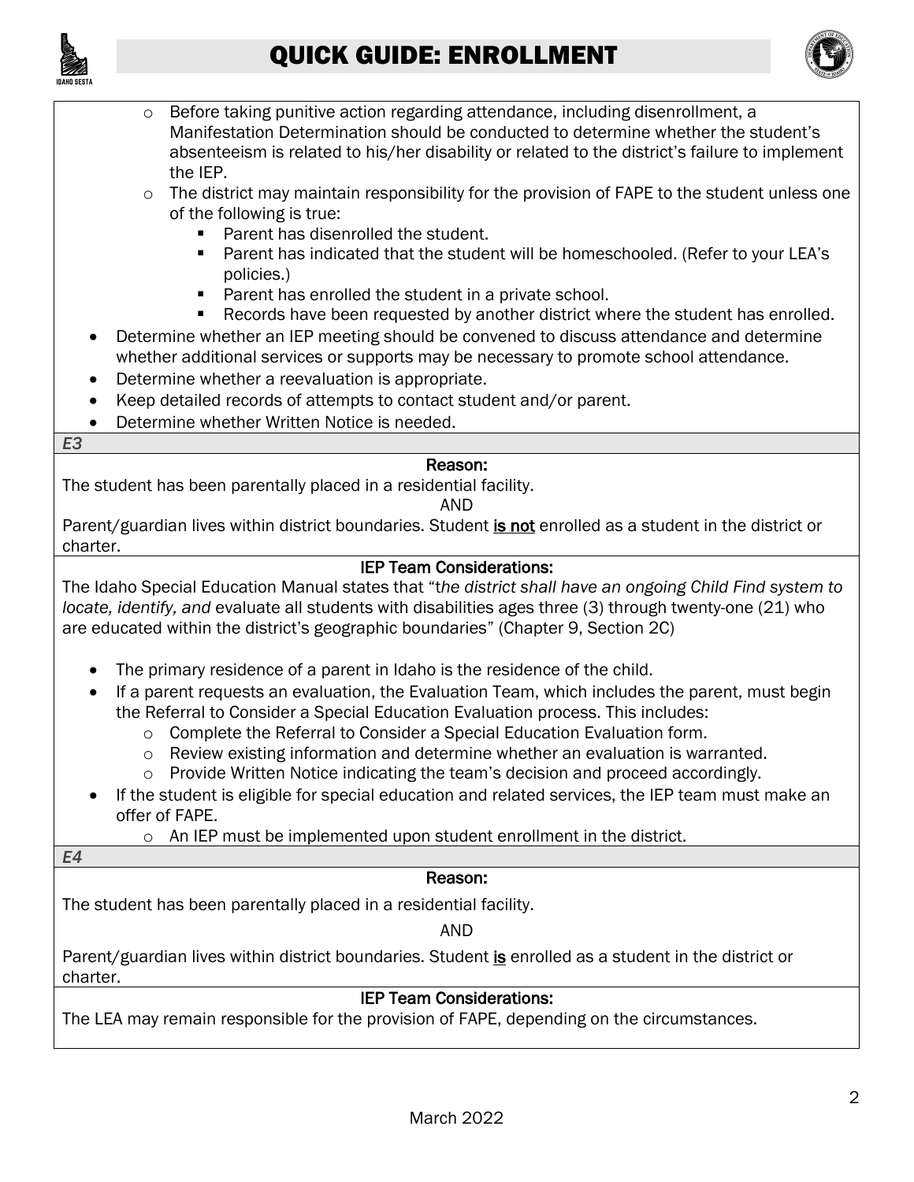- Before taking punitive action regarding attendance, including disenrollment, a Manifestation Determination should be conducted to determine whether the student's absenteeism is related to his/her disability or related to the district's failure to implement the IEP.
- The district may maintain responsibility for the provision of FAPE to the student unless one of the following is true:
  - Parent has disenrolled the student.
  - Parent has indicated that the student will be homeschooled. (Refer to your LEA's policies.)
  - Parent has enrolled the student in a private school.
  - Records have been requested by another district where the student has enrolled.

- Determine whether an IEP meeting should be convened to discuss attendance and determine whether additional services or supports may be necessary to promote school attendance.
- Determine whether a reevaluation is appropriate.
- Keep detailed records of attempts to contact student and/or parent.
- Determine whether Written Notice is needed.

*E3*

**Reason:**

The student has been parentally placed in a residential facility.

AND

Parent/guardian lives within district boundaries. Student **is not** enrolled as a student in the district or charter.

**IEP Team Considerations:**

The Idaho Special Education Manual states that "t*he district shall have an ongoing Child Find system to locate, identify, and* evaluate all students with disabilities ages three (3) through twenty-one (21) who are educated within the district's geographic boundaries" (Chapter 9, Section 2C)

- The primary residence of a parent in Idaho is the residence of the child.
- If a parent requests an evaluation, the Evaluation Team, which includes the parent, must begin the Referral to Consider a Special Education Evaluation process. This includes:
  - Complete the Referral to Consider a Special Education Evaluation form.
  - Review existing information and determine whether an evaluation is warranted.
  - Provide Written Notice indicating the team's decision and proceed accordingly.
- If the student is eligible for special education and related services, the IEP team must make an offer of FAPE.
  - An IEP must be implemented upon student enrollment in the district.

*E4*

**Reason:**

The student has been parentally placed in a residential facility.

AND

Parent/guardian lives within district boundaries. Student **is** enrolled as a student in the district or charter.

**IEP Team Considerations:**

The LEA may remain responsible for the provision of FAPE, depending on the circumstances.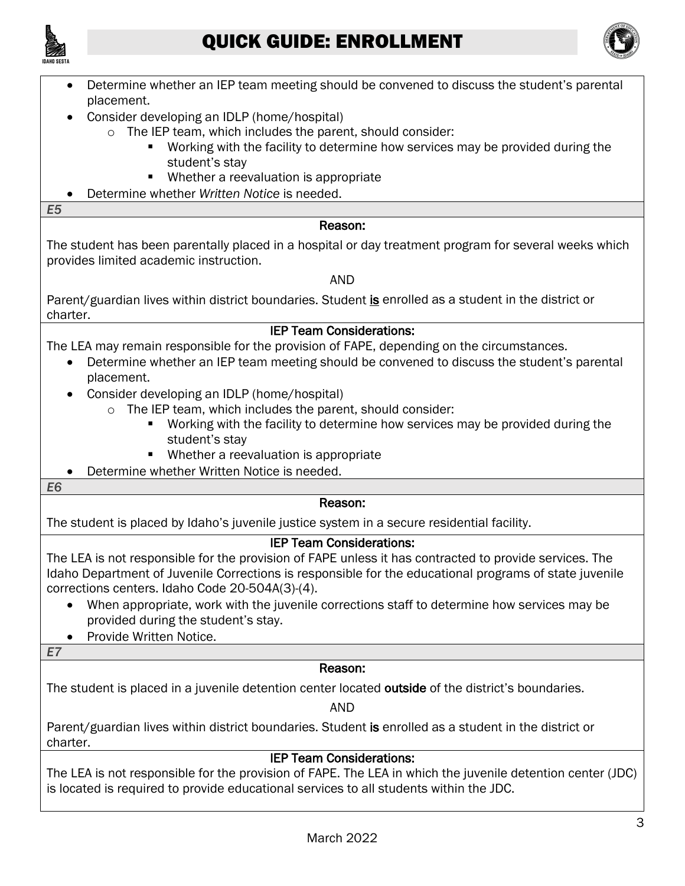- Determine whether an IEP team meeting should be convened to discuss the student's parental placement.
- Consider developing an IDLP (home/hospital)
  - The IEP team, which includes the parent, should consider:
    - Working with the facility to determine how services may be provided during the student's stay
    - Whether a reevaluation is appropriate
- Determine whether *Written Notice* is needed.

*E5*

**Reason:**

The student has been parentally placed in a hospital or day treatment program for several weeks which provides limited academic instruction.

AND

Parent/guardian lives within district boundaries. Student **is** enrolled as a student in the district or charter.

**IEP Team Considerations:**

The LEA may remain responsible for the provision of FAPE, depending on the circumstances.

- Determine whether an IEP team meeting should be convened to discuss the student's parental placement.
- Consider developing an IDLP (home/hospital)
  - The IEP team, which includes the parent, should consider:
    - Working with the facility to determine how services may be provided during the student's stay
    - Whether a reevaluation is appropriate
- Determine whether Written Notice is needed.

*E6*

**Reason:**

The student is placed by Idaho's juvenile justice system in a secure residential facility.

**IEP Team Considerations:**

The LEA is not responsible for the provision of FAPE unless it has contracted to provide services. The Idaho Department of Juvenile Corrections is responsible for the educational programs of state juvenile corrections centers. Idaho Code 20-504A(3)-(4).

- When appropriate, work with the juvenile corrections staff to determine how services may be provided during the student's stay.
- Provide Written Notice.

*E7*

**Reason:**

The student is placed in a juvenile detention center located **outside** of the district's boundaries.

AND

Parent/guardian lives within district boundaries. Student **is** enrolled as a student in the district or charter.

**IEP Team Considerations:**

The LEA is not responsible for the provision of FAPE. The LEA in which the juvenile detention center (JDC) is located is required to provide educational services to all students within the JDC.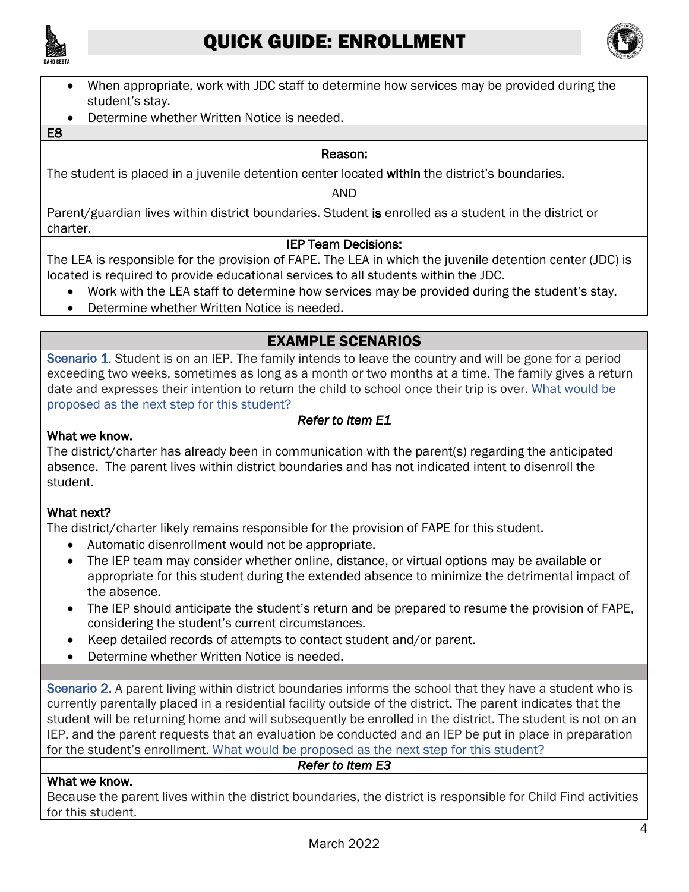# QUICK GUIDE: ENROLLMENT

- When appropriate, work with JDC staff to determine how services may be provided during the student's stay.
- Determine whether Written Notice is needed.

**E8**

**Reason:**

The student is placed in a juvenile detention center located **within** the district's boundaries.

AND

Parent/guardian lives within district boundaries. Student **is** enrolled as a student in the district or charter.

**IEP Team Decisions:**

The LEA is responsible for the provision of FAPE. The LEA in which the juvenile detention center (JDC) is located is required to provide educational services to all students within the JDC.

- Work with the LEA staff to determine how services may be provided during the student's stay.
- Determine whether Written Notice is needed.

## EXAMPLE SCENARIOS

Scenario 1. Student is on an IEP. The family intends to leave the country and will be gone for a period exceeding two weeks, sometimes as long as a month or two months at a time. The family gives a return date and expresses their intention to return the child to school once their trip is over. What would be proposed as the next step for this student?

*Refer to Item E1*

**What we know.**

The district/charter has already been in communication with the parent(s) regarding the anticipated absence. The parent lives within district boundaries and has not indicated intent to disenroll the student.

**What next?**

The district/charter likely remains responsible for the provision of FAPE for this student.

- Automatic disenrollment would not be appropriate.
- The IEP team may consider whether online, distance, or virtual options may be available or appropriate for this student during the extended absence to minimize the detrimental impact of the absence.
- The IEP should anticipate the student's return and be prepared to resume the provision of FAPE, considering the student's current circumstances.
- Keep detailed records of attempts to contact student and/or parent.
- Determine whether Written Notice is needed.

Scenario 2. A parent living within district boundaries informs the school that they have a student who is currently parentally placed in a residential facility outside of the district. The parent indicates that the student will be returning home and will subsequently be enrolled in the district. The student is not on an IEP, and the parent requests that an evaluation be conducted and an IEP be put in place in preparation for the student's enrollment. What would be proposed as the next step for this student?

*Refer to Item E3*

**What we know.**

Because the parent lives within the district boundaries, the district is responsible for Child Find activities for this student.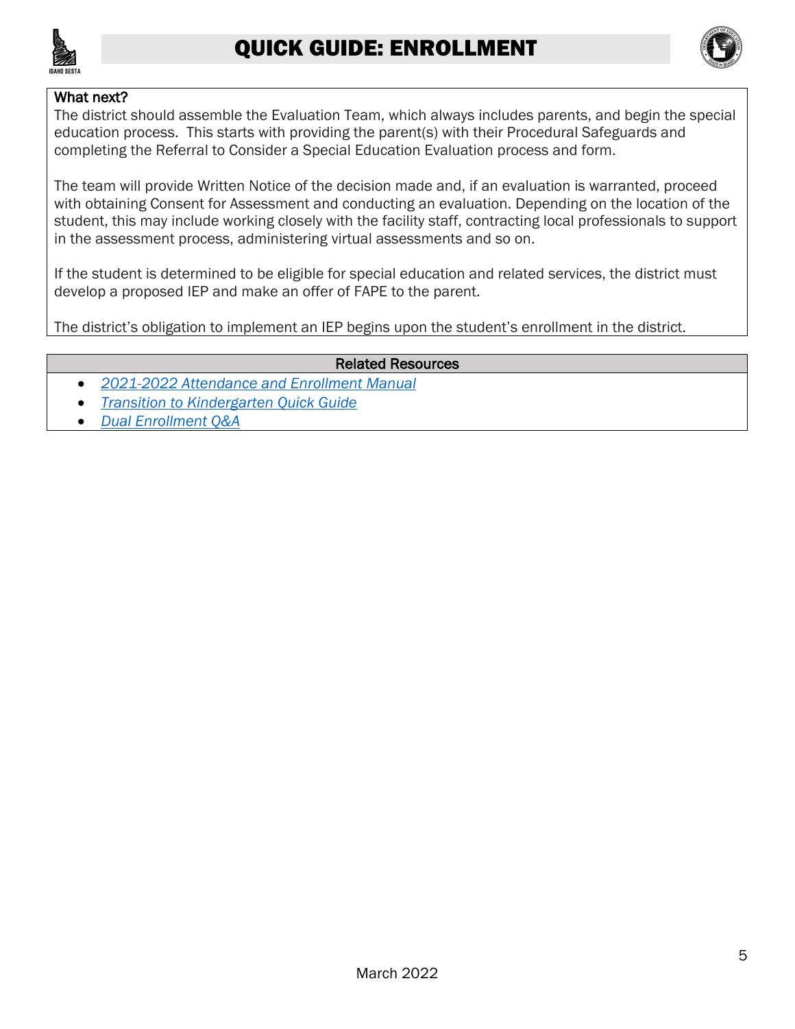### What next?

The district should assemble the Evaluation Team, which always includes parents, and begin the special education process. This starts with providing the parent(s) with their Procedural Safeguards and completing the Referral to Consider a Special Education Evaluation process and form.

The team will provide Written Notice of the decision made and, if an evaluation is warranted, proceed with obtaining Consent for Assessment and conducting an evaluation. Depending on the location of the student, this may include working closely with the facility staff, contracting local professionals to support in the assessment process, administering virtual assessments and so on.

If the student is determined to be eligible for special education and related services, the district must develop a proposed IEP and make an offer of FAPE to the parent.

The district's obligation to implement an IEP begins upon the student's enrollment in the district.

### Related Resources

- *2021-2022 Attendance and Enrollment Manual*
- *Transition to Kindergarten Quick Guide*
- *Dual Enrollment Q&A*

March 2022